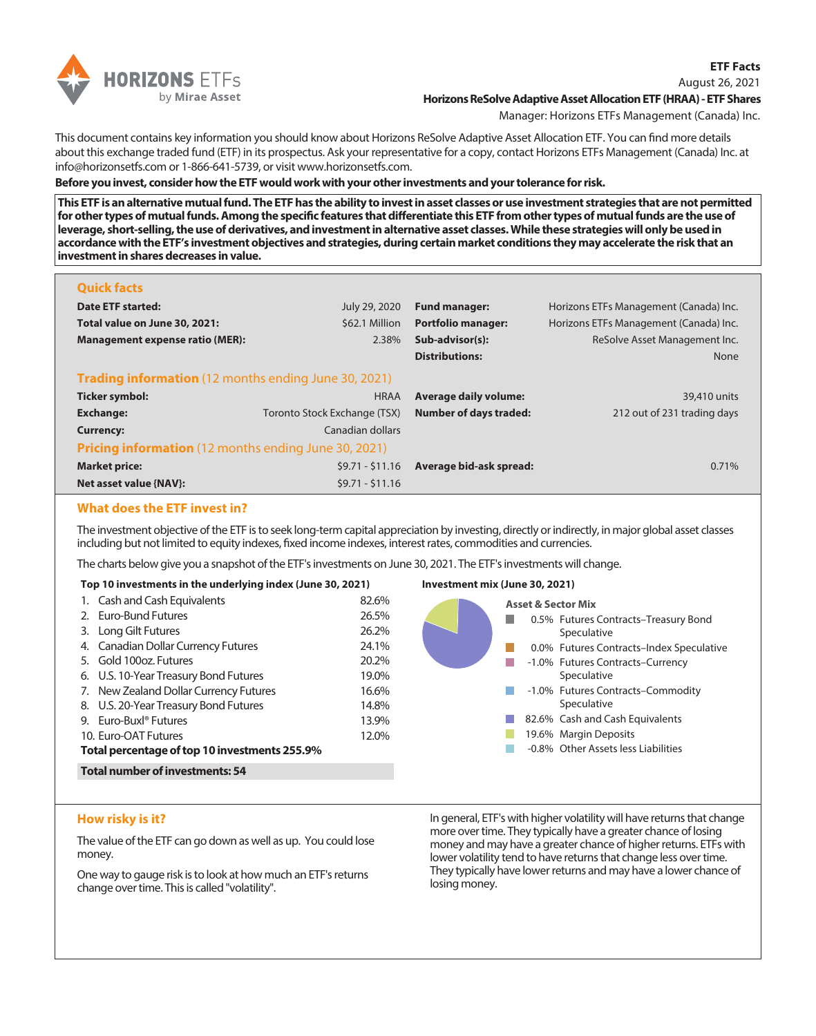**ETF Facts**
August 26, 2021
**Horizons ReSolve Adaptive Asset Allocation ETF (HRAA) - ETF Shares**
Manager: Horizons ETFs Management (Canada) Inc.

This document contains key information you should know about Horizons ReSolve Adaptive Asset Allocation ETF. You can find more details about this exchange traded fund (ETF) in its prospectus. Ask your representative for a copy, contact Horizons ETFs Management (Canada) Inc. at info@horizonsetfs.com or 1-866-641-5739, or visit www.horizonsetfs.com.

**Before you invest, consider how the ETF would work with your other investments and your tolerance for risk.**

**This ETF is an alternative mutual fund. The ETF has the ability to invest in asset classes or use investment strategies that are not permitted for other types of mutual funds. Among the specific features that differentiate this ETF from other types of mutual funds are the use of leverage, short-selling, the use of derivatives, and investment in alternative asset classes. While these strategies will only be used in accordance with the ETF's investment objectives and strategies, during certain market conditions they may accelerate the risk that an investment in shares decreases in value.**

## Quick facts

| | | | |
|---|---|---|---|
| **Date ETF started:** | July 29, 2020 | **Fund manager:** | Horizons ETFs Management (Canada) Inc. |
| **Total value on June 30, 2021:** | $62.1 Million | **Portfolio manager:** | Horizons ETFs Management (Canada) Inc. |
| **Management expense ratio (MER):** | 2.38% | **Sub-advisor(s):** | ReSolve Asset Management Inc. |
| | | **Distributions:** | None |

## Trading information (12 months ending June 30, 2021)

| | | | |
|---|---|---|---|
| **Ticker symbol:** | HRAA | **Average daily volume:** | 39,410 units |
| **Exchange:** | Toronto Stock Exchange (TSX) | **Number of days traded:** | 212 out of 231 trading days |
| **Currency:** | Canadian dollars | | |

## Pricing information (12 months ending June 30, 2021)

| | | | |
|---|---|---|---|
| **Market price:** | $9.71 - $11.16 | **Average bid-ask spread:** | 0.71% |
| **Net asset value {NAV}:** | $9.71 - $11.16 | | |

## What does the ETF invest in?

The investment objective of the ETF is to seek long-term capital appreciation by investing, directly or indirectly, in major global asset classes including but not limited to equity indexes, fixed income indexes, interest rates, commodities and currencies.

The charts below give you a snapshot of the ETF's investments on June 30, 2021. The ETF's investments will change.

**Top 10 investments in the underlying index (June 30, 2021)**

| | |
|---|---|
| 1. Cash and Cash Equivalents | 82.6% |
| 2. Euro-Bund Futures | 26.5% |
| 3. Long Gilt Futures | 26.2% |
| 4. Canadian Dollar Currency Futures | 24.1% |
| 5. Gold 100oz. Futures | 20.2% |
| 6. U.S. 10-Year Treasury Bond Futures | 19.0% |
| 7. New Zealand Dollar Currency Futures | 16.6% |
| 8. U.S. 20-Year Treasury Bond Futures | 14.8% |
| 9. Euro-Buxl® Futures | 13.9% |
| 10. Euro-OAT Futures | 12.0% |
| **Total percentage of top 10 investments** | **255.9%** |
| **Total number of investments: 54** | |

**Investment mix (June 30, 2021)**

**Asset & Sector Mix**

| | |
|---|---|
| 0.5% | Futures Contracts–Treasury Bond Speculative |
| 0.0% | Futures Contracts–Index Speculative |
| -1.0% | Futures Contracts–Currency Speculative |
| -1.0% | Futures Contracts–Commodity Speculative |
| 82.6% | Cash and Cash Equivalents |
| 19.6% | Margin Deposits |
| -0.8% | Other Assets less Liabilities |

## How risky is it?

The value of the ETF can go down as well as up. You could lose money.

One way to gauge risk is to look at how much an ETF's returns change over time. This is called "volatility".

In general, ETF's with higher volatility will have returns that change more over time. They typically have a greater chance of losing money and may have a greater chance of higher returns. ETFs with lower volatility tend to have returns that change less over time. They typically have lower returns and may have a lower chance of losing money.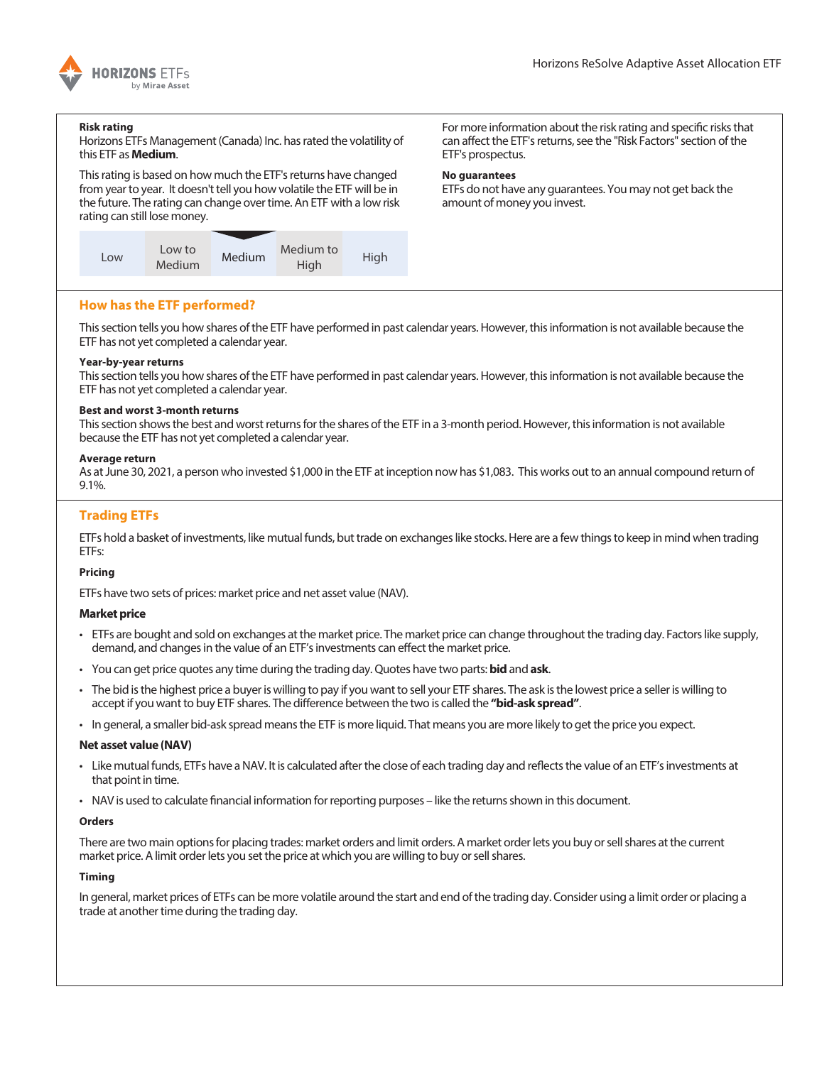**Risk rating**

Horizons ETFs Management (Canada) Inc. has rated the volatility of this ETF as **Medium**.

This rating is based on how much the ETF's returns have changed from year to year. It doesn't tell you how volatile the ETF will be in the future. The rating can change over time. An ETF with a low risk rating can still lose money.

| Low | Low to Medium | Medium | Medium to High | High |
|---|---|---|---|---|

For more information about the risk rating and specific risks that can affect the ETF's returns, see the "Risk Factors" section of the ETF's prospectus.

**No guarantees**

ETFs do not have any guarantees. You may not get back the amount of money you invest.

## How has the ETF performed?

This section tells you how shares of the ETF have performed in past calendar years. However, this information is not available because the ETF has not yet completed a calendar year.

**Year-by-year returns**

This section tells you how shares of the ETF have performed in past calendar years. However, this information is not available because the ETF has not yet completed a calendar year.

**Best and worst 3-month returns**

This section shows the best and worst returns for the shares of the ETF in a 3-month period. However, this information is not available because the ETF has not yet completed a calendar year.

**Average return**

As at June 30, 2021, a person who invested $1,000 in the ETF at inception now has $1,083. This works out to an annual compound return of 9.1%.

## Trading ETFs

ETFs hold a basket of investments, like mutual funds, but trade on exchanges like stocks. Here are a few things to keep in mind when trading ETFs:

**Pricing**

ETFs have two sets of prices: market price and net asset value (NAV).

**Market price**

- ETFs are bought and sold on exchanges at the market price. The market price can change throughout the trading day. Factors like supply, demand, and changes in the value of an ETF's investments can effect the market price.
- You can get price quotes any time during the trading day. Quotes have two parts: **bid** and **ask**.
- The bid is the highest price a buyer is willing to pay if you want to sell your ETF shares. The ask is the lowest price a seller is willing to accept if you want to buy ETF shares. The difference between the two is called the **"bid-ask spread"**.
- In general, a smaller bid-ask spread means the ETF is more liquid. That means you are more likely to get the price you expect.

**Net asset value (NAV)**

- Like mutual funds, ETFs have a NAV. It is calculated after the close of each trading day and reflects the value of an ETF's investments at that point in time.
- NAV is used to calculate financial information for reporting purposes – like the returns shown in this document.

**Orders**

There are two main options for placing trades: market orders and limit orders. A market order lets you buy or sell shares at the current market price. A limit order lets you set the price at which you are willing to buy or sell shares.

**Timing**

In general, market prices of ETFs can be more volatile around the start and end of the trading day. Consider using a limit order or placing a trade at another time during the trading day.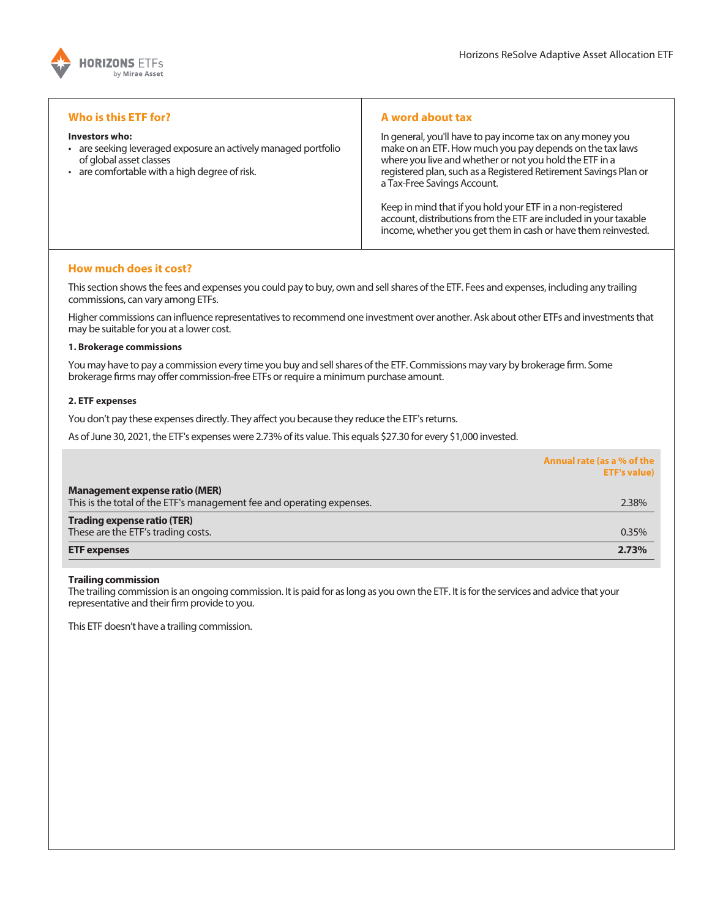## Who is this ETF for?

**Investors who:**

- are seeking leveraged exposure an actively managed portfolio of global asset classes
- are comfortable with a high degree of risk.

## A word about tax

In general, you'll have to pay income tax on any money you make on an ETF. How much you pay depends on the tax laws where you live and whether or not you hold the ETF in a registered plan, such as a Registered Retirement Savings Plan or a Tax-Free Savings Account.

Keep in mind that if you hold your ETF in a non-registered account, distributions from the ETF are included in your taxable income, whether you get them in cash or have them reinvested.

## How much does it cost?

This section shows the fees and expenses you could pay to buy, own and sell shares of the ETF. Fees and expenses, including any trailing commissions, can vary among ETFs.

Higher commissions can influence representatives to recommend one investment over another. Ask about other ETFs and investments that may be suitable for you at a lower cost.

#### 1. Brokerage commissions

You may have to pay a commission every time you buy and sell shares of the ETF. Commissions may vary by brokerage firm. Some brokerage firms may offer commission-free ETFs or require a minimum purchase amount.

#### 2. ETF expenses

You don't pay these expenses directly. They affect you because they reduce the ETF's returns.

As of June 30, 2021, the ETF's expenses were 2.73% of its value. This equals $27.30 for every $1,000 invested.

| | Annual rate (as a % of the ETF's value) |
|---|---|
| **Management expense ratio (MER)**<br>This is the total of the ETF's management fee and operating expenses. | 2.38% |
| **Trading expense ratio (TER)**<br>These are the ETF's trading costs. | 0.35% |
| **ETF expenses** | **2.73%** |

**Trailing commission**
The trailing commission is an ongoing commission. It is paid for as long as you own the ETF. It is for the services and advice that your representative and their firm provide to you.

This ETF doesn't have a trailing commission.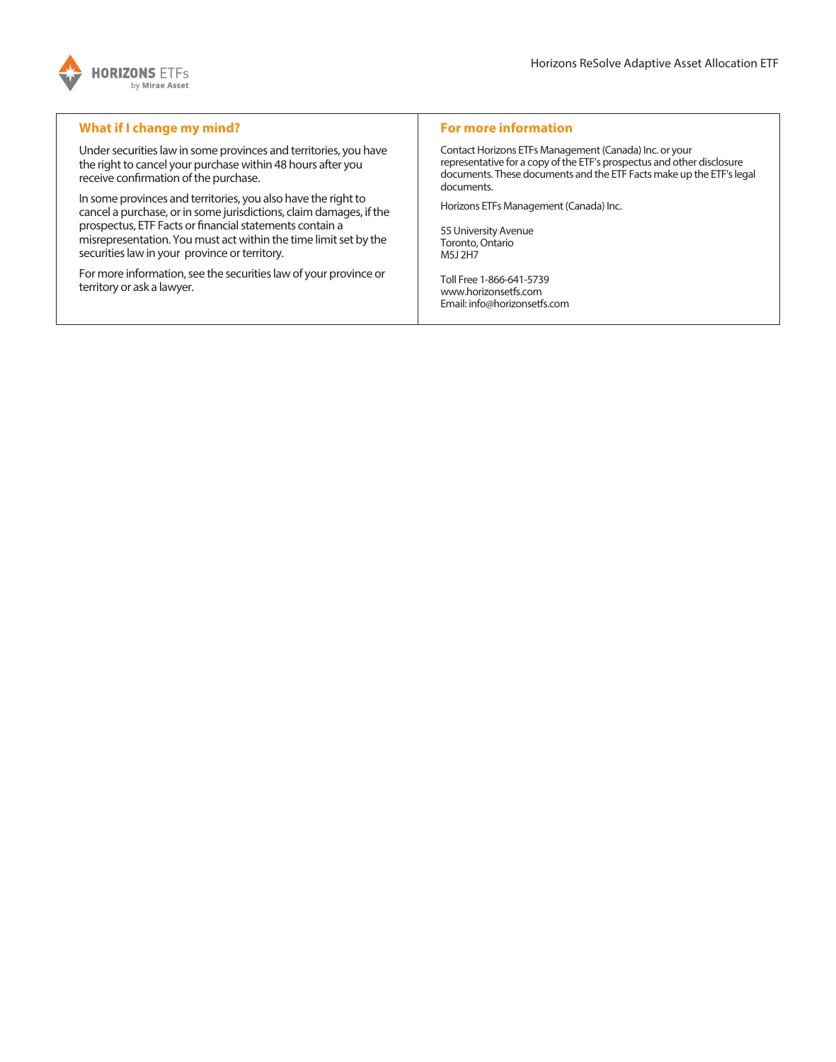## What if I change my mind?

Under securities law in some provinces and territories, you have the right to cancel your purchase within 48 hours after you receive confirmation of the purchase.

In some provinces and territories, you also have the right to cancel a purchase, or in some jurisdictions, claim damages, if the prospectus, ETF Facts or financial statements contain a misrepresentation. You must act within the time limit set by the securities law in your province or territory.

For more information, see the securities law of your province or territory or ask a lawyer.

## For more information

Contact Horizons ETFs Management (Canada) Inc. or your representative for a copy of the ETF's prospectus and other disclosure documents. These documents and the ETF Facts make up the ETF's legal documents.

Horizons ETFs Management (Canada) Inc.

55 University Avenue
Toronto, Ontario
M5J 2H7

Toll Free 1-866-641-5739
www.horizonsetfs.com
Email: info@horizonsetfs.com